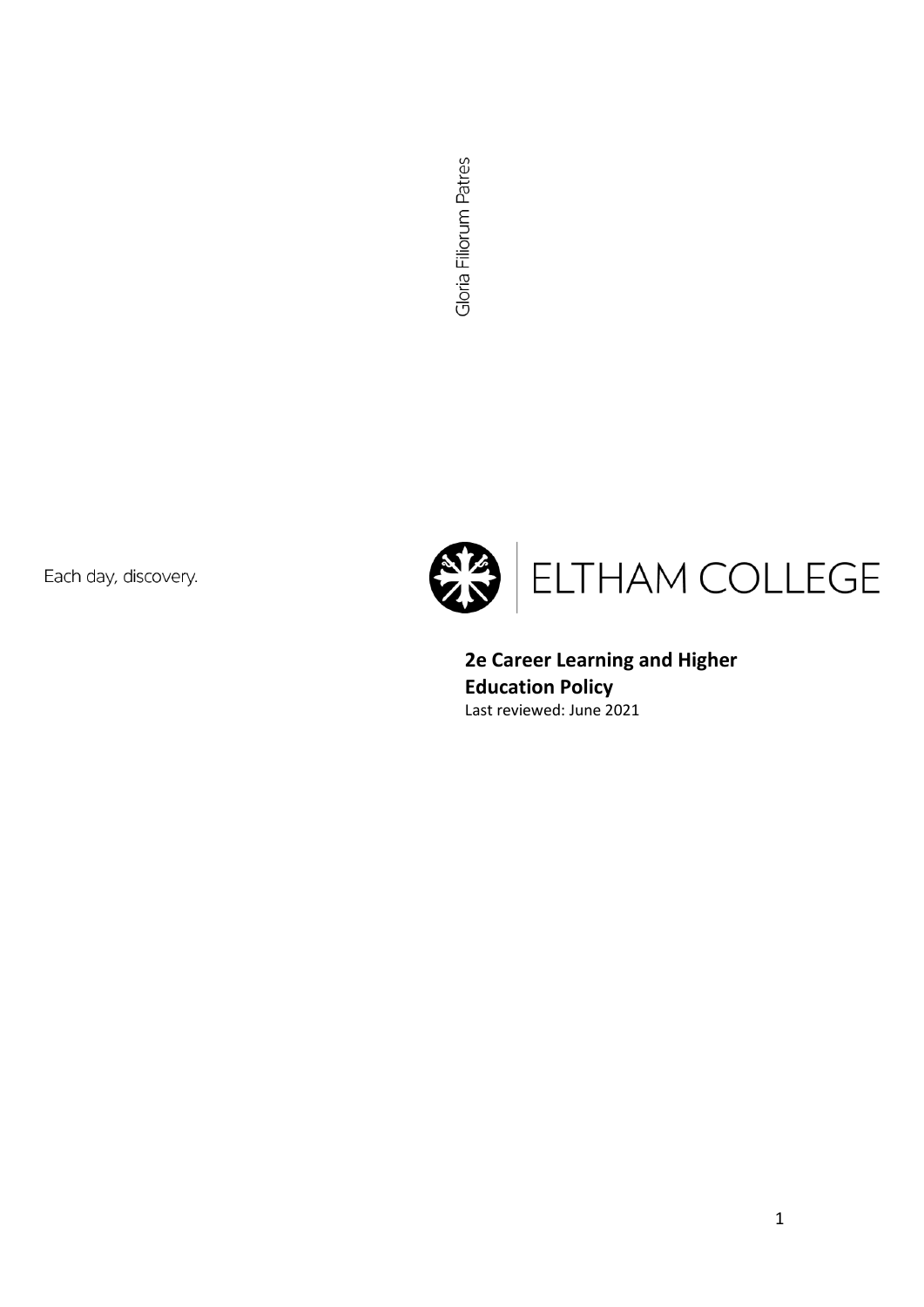Gloria Filiorum Patres

Each day, discovery.

ELTHAM COLLEGE

**2e Career Learning and Higher Education Policy**

Last reviewed: June 2021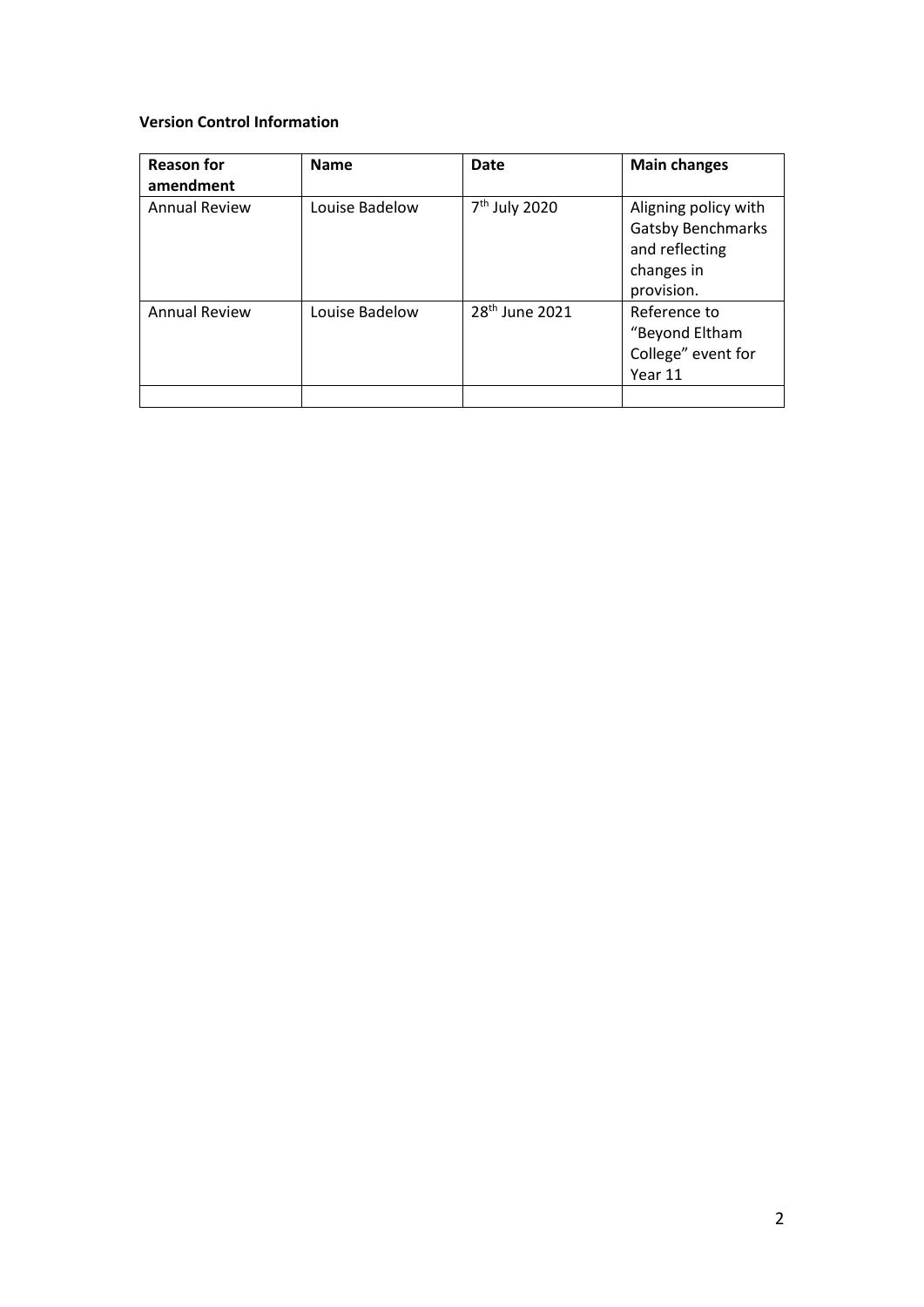**Version Control Information**

| Reason for amendment | Name | Date | Main changes |
|---|---|---|---|
| Annual Review | Louise Badelow | 7th July 2020 | Aligning policy with Gatsby Benchmarks and reflecting changes in provision. |
| Annual Review | Louise Badelow | 28th June 2021 | Reference to "Beyond Eltham College" event for Year 11 |
| | | | |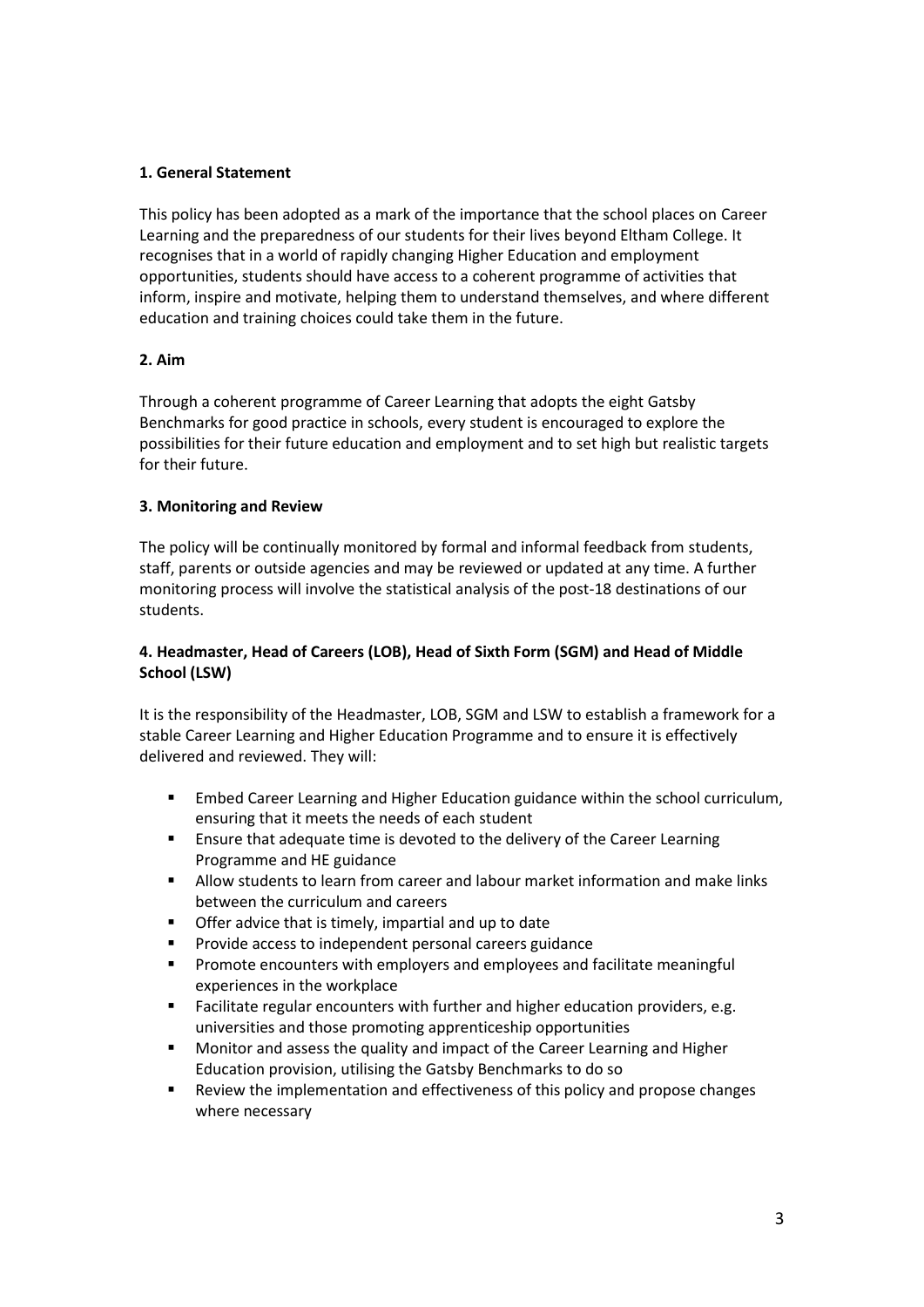**1. General Statement**

This policy has been adopted as a mark of the importance that the school places on Career Learning and the preparedness of our students for their lives beyond Eltham College. It recognises that in a world of rapidly changing Higher Education and employment opportunities, students should have access to a coherent programme of activities that inform, inspire and motivate, helping them to understand themselves, and where different education and training choices could take them in the future.

**2. Aim**

Through a coherent programme of Career Learning that adopts the eight Gatsby Benchmarks for good practice in schools, every student is encouraged to explore the possibilities for their future education and employment and to set high but realistic targets for their future.

**3. Monitoring and Review**

The policy will be continually monitored by formal and informal feedback from students, staff, parents or outside agencies and may be reviewed or updated at any time. A further monitoring process will involve the statistical analysis of the post-18 destinations of our students.

**4. Headmaster, Head of Careers (LOB), Head of Sixth Form (SGM) and Head of Middle School (LSW)**

It is the responsibility of the Headmaster, LOB, SGM and LSW to establish a framework for a stable Career Learning and Higher Education Programme and to ensure it is effectively delivered and reviewed. They will:

- Embed Career Learning and Higher Education guidance within the school curriculum, ensuring that it meets the needs of each student
- Ensure that adequate time is devoted to the delivery of the Career Learning Programme and HE guidance
- Allow students to learn from career and labour market information and make links between the curriculum and careers
- Offer advice that is timely, impartial and up to date
- Provide access to independent personal careers guidance
- Promote encounters with employers and employees and facilitate meaningful experiences in the workplace
- Facilitate regular encounters with further and higher education providers, e.g. universities and those promoting apprenticeship opportunities
- Monitor and assess the quality and impact of the Career Learning and Higher Education provision, utilising the Gatsby Benchmarks to do so
- Review the implementation and effectiveness of this policy and propose changes where necessary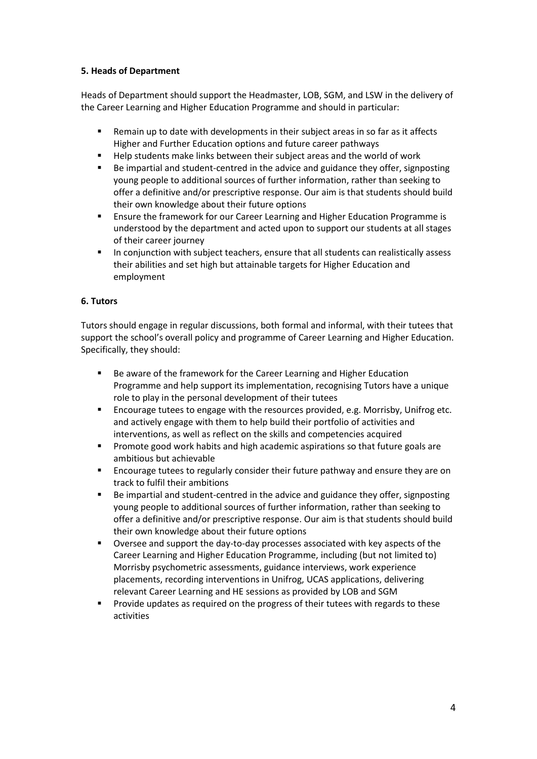**5. Heads of Department**

Heads of Department should support the Headmaster, LOB, SGM, and LSW in the delivery of the Career Learning and Higher Education Programme and should in particular:

- Remain up to date with developments in their subject areas in so far as it affects Higher and Further Education options and future career pathways
- Help students make links between their subject areas and the world of work
- Be impartial and student-centred in the advice and guidance they offer, signposting young people to additional sources of further information, rather than seeking to offer a definitive and/or prescriptive response. Our aim is that students should build their own knowledge about their future options
- Ensure the framework for our Career Learning and Higher Education Programme is understood by the department and acted upon to support our students at all stages of their career journey
- In conjunction with subject teachers, ensure that all students can realistically assess their abilities and set high but attainable targets for Higher Education and employment

**6. Tutors**

Tutors should engage in regular discussions, both formal and informal, with their tutees that support the school's overall policy and programme of Career Learning and Higher Education. Specifically, they should:

- Be aware of the framework for the Career Learning and Higher Education Programme and help support its implementation, recognising Tutors have a unique role to play in the personal development of their tutees
- Encourage tutees to engage with the resources provided, e.g. Morrisby, Unifrog etc. and actively engage with them to help build their portfolio of activities and interventions, as well as reflect on the skills and competencies acquired
- Promote good work habits and high academic aspirations so that future goals are ambitious but achievable
- Encourage tutees to regularly consider their future pathway and ensure they are on track to fulfil their ambitions
- Be impartial and student-centred in the advice and guidance they offer, signposting young people to additional sources of further information, rather than seeking to offer a definitive and/or prescriptive response. Our aim is that students should build their own knowledge about their future options
- Oversee and support the day-to-day processes associated with key aspects of the Career Learning and Higher Education Programme, including (but not limited to) Morrisby psychometric assessments, guidance interviews, work experience placements, recording interventions in Unifrog, UCAS applications, delivering relevant Career Learning and HE sessions as provided by LOB and SGM
- Provide updates as required on the progress of their tutees with regards to these activities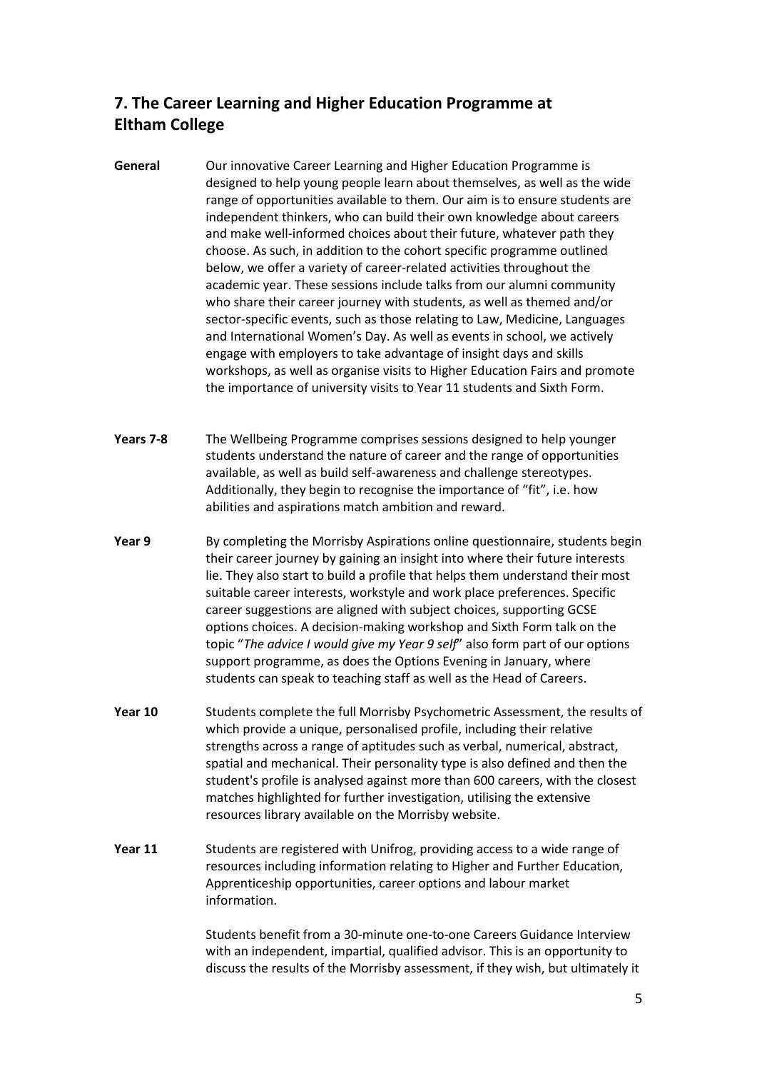## 7. The Career Learning and Higher Education Programme at Eltham College

**General**

Our innovative Career Learning and Higher Education Programme is designed to help young people learn about themselves, as well as the wide range of opportunities available to them. Our aim is to ensure students are independent thinkers, who can build their own knowledge about careers and make well-informed choices about their future, whatever path they choose. As such, in addition to the cohort specific programme outlined below, we offer a variety of career-related activities throughout the academic year. These sessions include talks from our alumni community who share their career journey with students, as well as themed and/or sector-specific events, such as those relating to Law, Medicine, Languages and International Women's Day. As well as events in school, we actively engage with employers to take advantage of insight days and skills workshops, as well as organise visits to Higher Education Fairs and promote the importance of university visits to Year 11 students and Sixth Form.

**Years 7-8**

The Wellbeing Programme comprises sessions designed to help younger students understand the nature of career and the range of opportunities available, as well as build self-awareness and challenge stereotypes. Additionally, they begin to recognise the importance of "fit", i.e. how abilities and aspirations match ambition and reward.

**Year 9**

By completing the Morrisby Aspirations online questionnaire, students begin their career journey by gaining an insight into where their future interests lie. They also start to build a profile that helps them understand their most suitable career interests, workstyle and work place preferences. Specific career suggestions are aligned with subject choices, supporting GCSE options choices. A decision-making workshop and Sixth Form talk on the topic "*The advice I would give my Year 9 self*" also form part of our options support programme, as does the Options Evening in January, where students can speak to teaching staff as well as the Head of Careers.

**Year 10**

Students complete the full Morrisby Psychometric Assessment, the results of which provide a unique, personalised profile, including their relative strengths across a range of aptitudes such as verbal, numerical, abstract, spatial and mechanical. Their personality type is also defined and then the student's profile is analysed against more than 600 careers, with the closest matches highlighted for further investigation, utilising the extensive resources library available on the Morrisby website.

**Year 11**

Students are registered with Unifrog, providing access to a wide range of resources including information relating to Higher and Further Education, Apprenticeship opportunities, career options and labour market information.

Students benefit from a 30-minute one-to-one Careers Guidance Interview with an independent, impartial, qualified advisor. This is an opportunity to discuss the results of the Morrisby assessment, if they wish, but ultimately it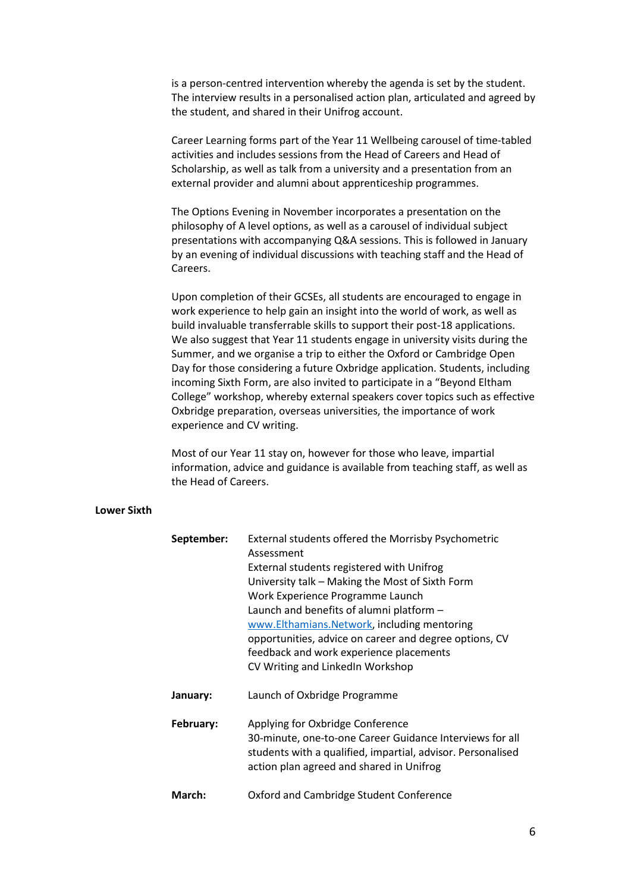is a person-centred intervention whereby the agenda is set by the student. The interview results in a personalised action plan, articulated and agreed by the student, and shared in their Unifrog account.

Career Learning forms part of the Year 11 Wellbeing carousel of time-tabled activities and includes sessions from the Head of Careers and Head of Scholarship, as well as talk from a university and a presentation from an external provider and alumni about apprenticeship programmes.

The Options Evening in November incorporates a presentation on the philosophy of A level options, as well as a carousel of individual subject presentations with accompanying Q&A sessions. This is followed in January by an evening of individual discussions with teaching staff and the Head of Careers.

Upon completion of their GCSEs, all students are encouraged to engage in work experience to help gain an insight into the world of work, as well as build invaluable transferrable skills to support their post-18 applications. We also suggest that Year 11 students engage in university visits during the Summer, and we organise a trip to either the Oxford or Cambridge Open Day for those considering a future Oxbridge application. Students, including incoming Sixth Form, are also invited to participate in a "Beyond Eltham College" workshop, whereby external speakers cover topics such as effective Oxbridge preparation, overseas universities, the importance of work experience and CV writing.

Most of our Year 11 stay on, however for those who leave, impartial information, advice and guidance is available from teaching staff, as well as the Head of Careers.

**Lower Sixth**

**September:**
- External students offered the Morrisby Psychometric Assessment
- External students registered with Unifrog
- University talk – Making the Most of Sixth Form
- Work Experience Programme Launch
- Launch and benefits of alumni platform – [www.Elthamians.Network](http://www.Elthamians.Network), including mentoring opportunities, advice on career and degree options, CV feedback and work experience placements
- CV Writing and LinkedIn Workshop

**January:**
- Launch of Oxbridge Programme

**February:**
- Applying for Oxbridge Conference
- 30-minute, one-to-one Career Guidance Interviews for all students with a qualified, impartial, advisor. Personalised action plan agreed and shared in Unifrog

**March:**
- Oxford and Cambridge Student Conference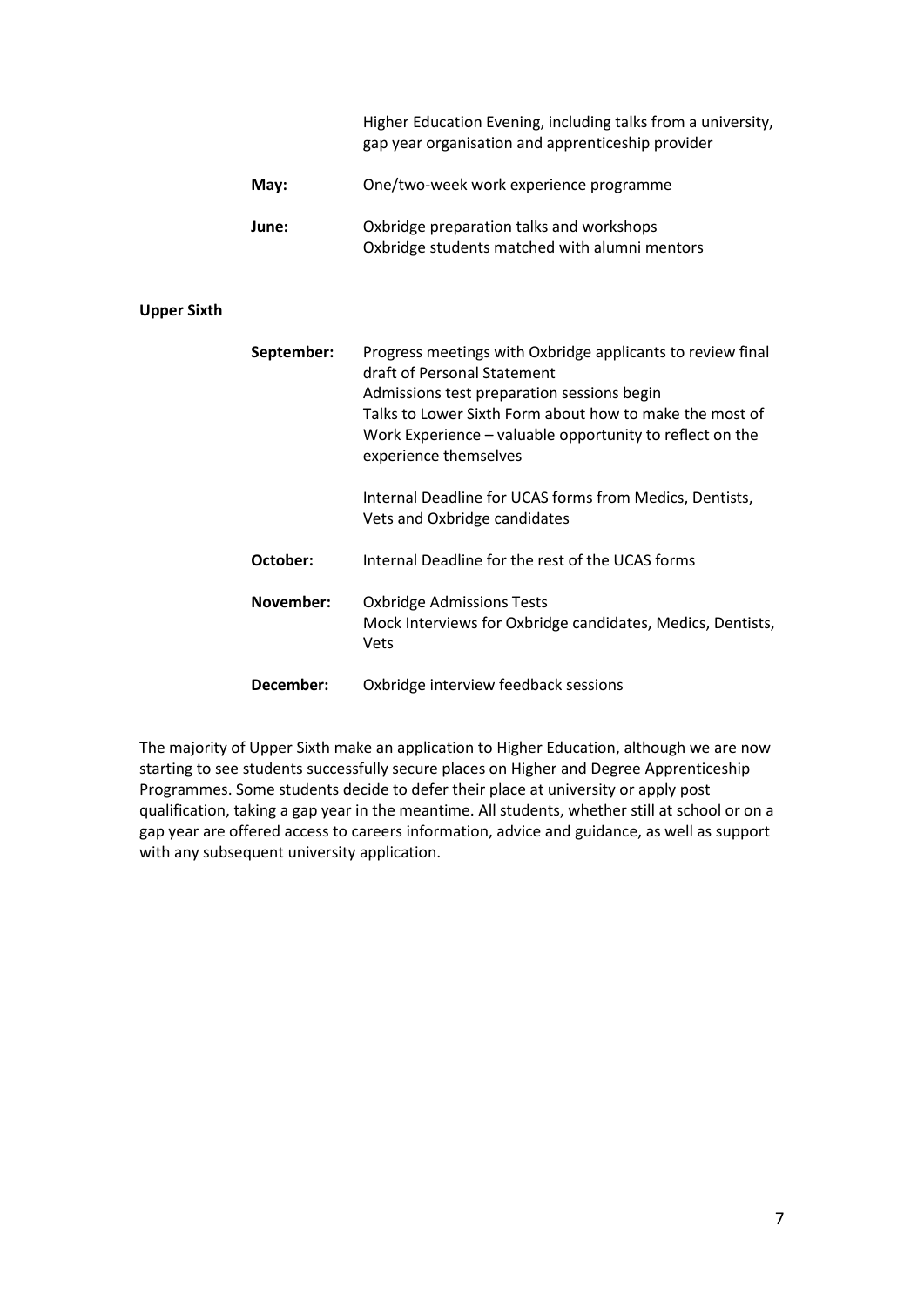Higher Education Evening, including talks from a university, gap year organisation and apprenticeship provider

**May:** One/two-week work experience programme

**June:** Oxbridge preparation talks and workshops
Oxbridge students matched with alumni mentors

**Upper Sixth**

**September:** Progress meetings with Oxbridge applicants to review final draft of Personal Statement
Admissions test preparation sessions begin
Talks to Lower Sixth Form about how to make the most of Work Experience – valuable opportunity to reflect on the experience themselves

Internal Deadline for UCAS forms from Medics, Dentists, Vets and Oxbridge candidates

**October:** Internal Deadline for the rest of the UCAS forms

**November:** Oxbridge Admissions Tests
Mock Interviews for Oxbridge candidates, Medics, Dentists, Vets

**December:** Oxbridge interview feedback sessions

The majority of Upper Sixth make an application to Higher Education, although we are now starting to see students successfully secure places on Higher and Degree Apprenticeship Programmes. Some students decide to defer their place at university or apply post qualification, taking a gap year in the meantime. All students, whether still at school or on a gap year are offered access to careers information, advice and guidance, as well as support with any subsequent university application.